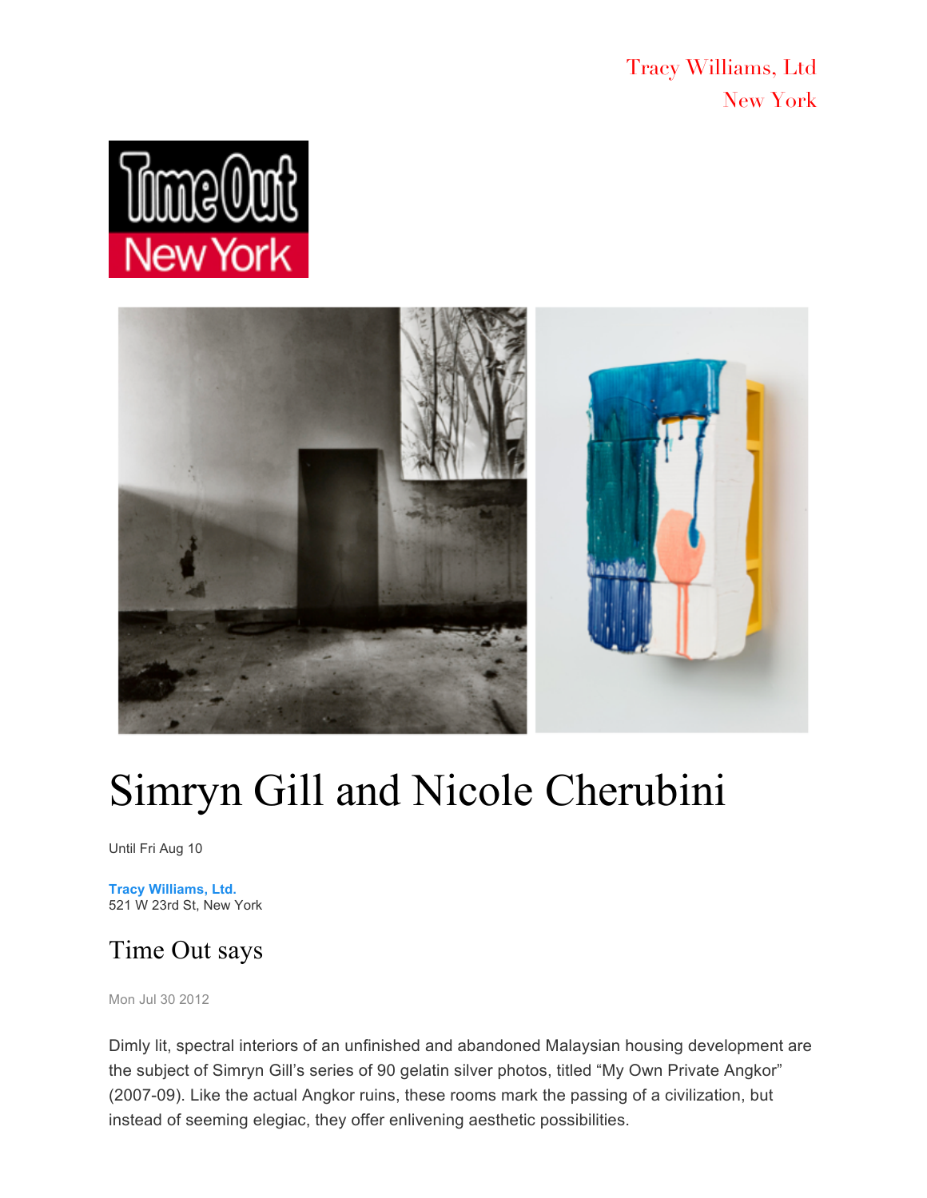Tracy Williams, Ltd
New York

Time Out New York

# Simryn Gill and Nicole Cherubini

Until Fri Aug 10

**Tracy Williams, Ltd.**
521 W 23rd St, New York

## Time Out says

Mon Jul 30 2012

Dimly lit, spectral interiors of an unfinished and abandoned Malaysian housing development are the subject of Simryn Gill's series of 90 gelatin silver photos, titled "My Own Private Angkor" (2007-09). Like the actual Angkor ruins, these rooms mark the passing of a civilization, but instead of seeming elegiac, they offer enlivening aesthetic possibilities.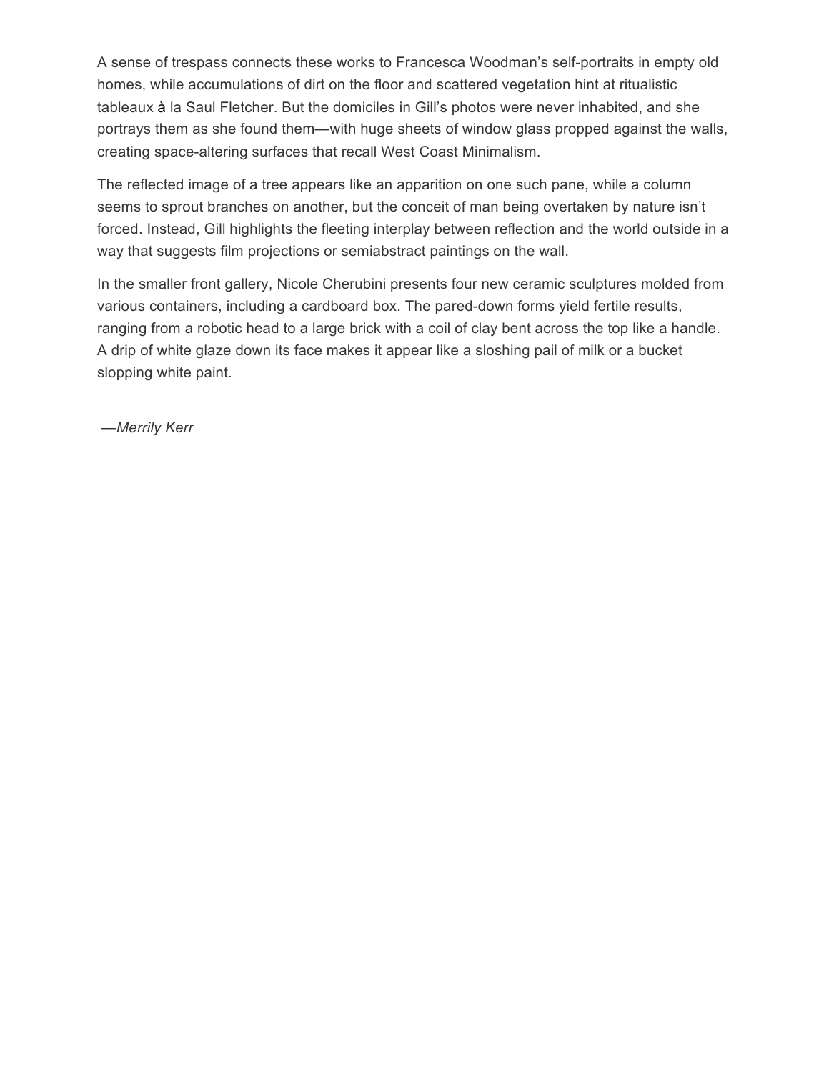A sense of trespass connects these works to Francesca Woodman's self-portraits in empty old homes, while accumulations of dirt on the floor and scattered vegetation hint at ritualistic tableaux à la Saul Fletcher. But the domiciles in Gill's photos were never inhabited, and she portrays them as she found them—with huge sheets of window glass propped against the walls, creating space-altering surfaces that recall West Coast Minimalism.

The reflected image of a tree appears like an apparition on one such pane, while a column seems to sprout branches on another, but the conceit of man being overtaken by nature isn't forced. Instead, Gill highlights the fleeting interplay between reflection and the world outside in a way that suggests film projections or semiabstract paintings on the wall.

In the smaller front gallery, Nicole Cherubini presents four new ceramic sculptures molded from various containers, including a cardboard box. The pared-down forms yield fertile results, ranging from a robotic head to a large brick with a coil of clay bent across the top like a handle. A drip of white glaze down its face makes it appear like a sloshing pail of milk or a bucket slopping white paint.

*—Merrily Kerr*